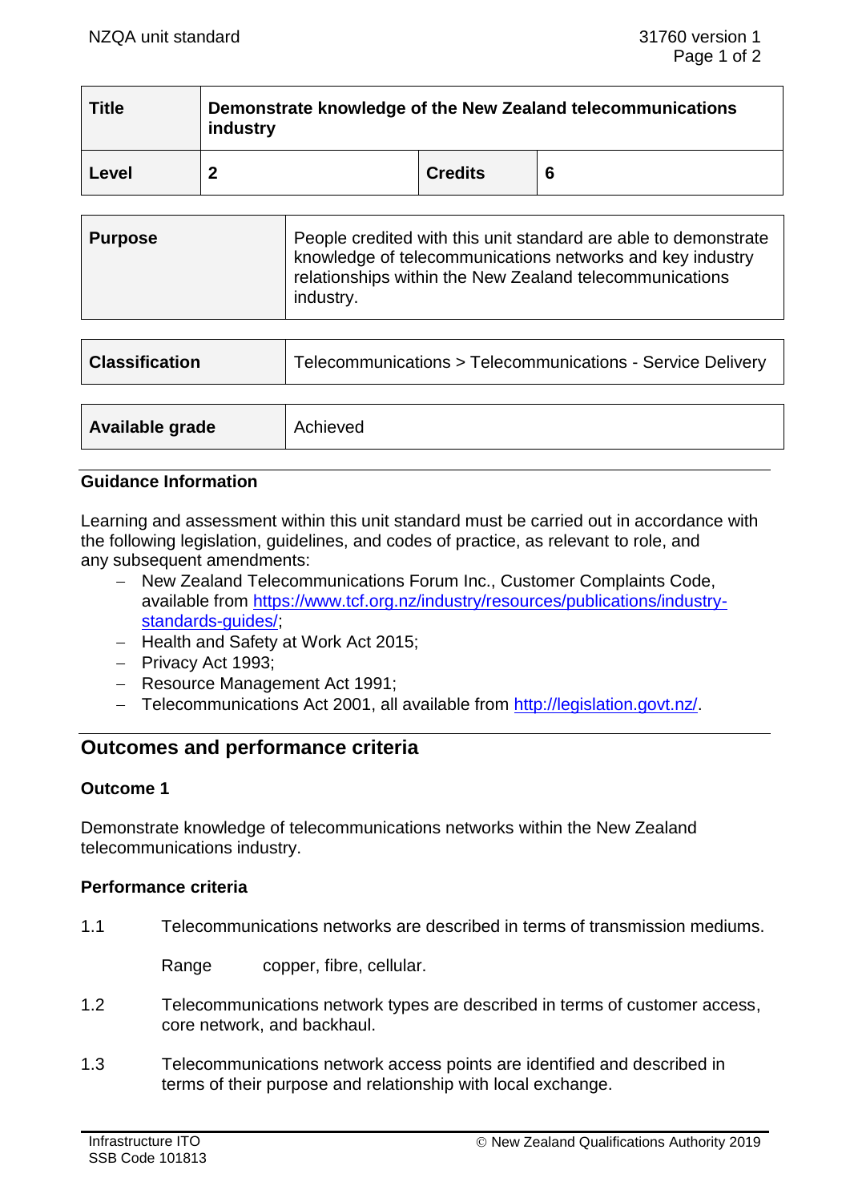| Title | Demonstrate knowledge of the New Zealand telecommunications industry | | |
|---|---|---|---|
| Level | 2 | Credits | 6 |

| Purpose | People credited with this unit standard are able to demonstrate knowledge of telecommunications networks and key industry relationships within the New Zealand telecommunications industry. |
|---|---|

| Classification | Telecommunications > Telecommunications - Service Delivery |
|---|---|

| Available grade | Achieved |
|---|---|

### Guidance Information

Learning and assessment within this unit standard must be carried out in accordance with the following legislation, guidelines, and codes of practice, as relevant to role, and any subsequent amendments:

- New Zealand Telecommunications Forum Inc., Customer Complaints Code, available from https://www.tcf.org.nz/industry/resources/publications/industry-standards-guides/;
- Health and Safety at Work Act 2015;
- Privacy Act 1993;
- Resource Management Act 1991;
- Telecommunications Act 2001, all available from http://legislation.govt.nz/.

## Outcomes and performance criteria

### Outcome 1

Demonstrate knowledge of telecommunications networks within the New Zealand telecommunications industry.

#### Performance criteria

1.1 Telecommunications networks are described in terms of transmission mediums.

Range copper, fibre, cellular.

1.2 Telecommunications network types are described in terms of customer access, core network, and backhaul.

1.3 Telecommunications network access points are identified and described in terms of their purpose and relationship with local exchange.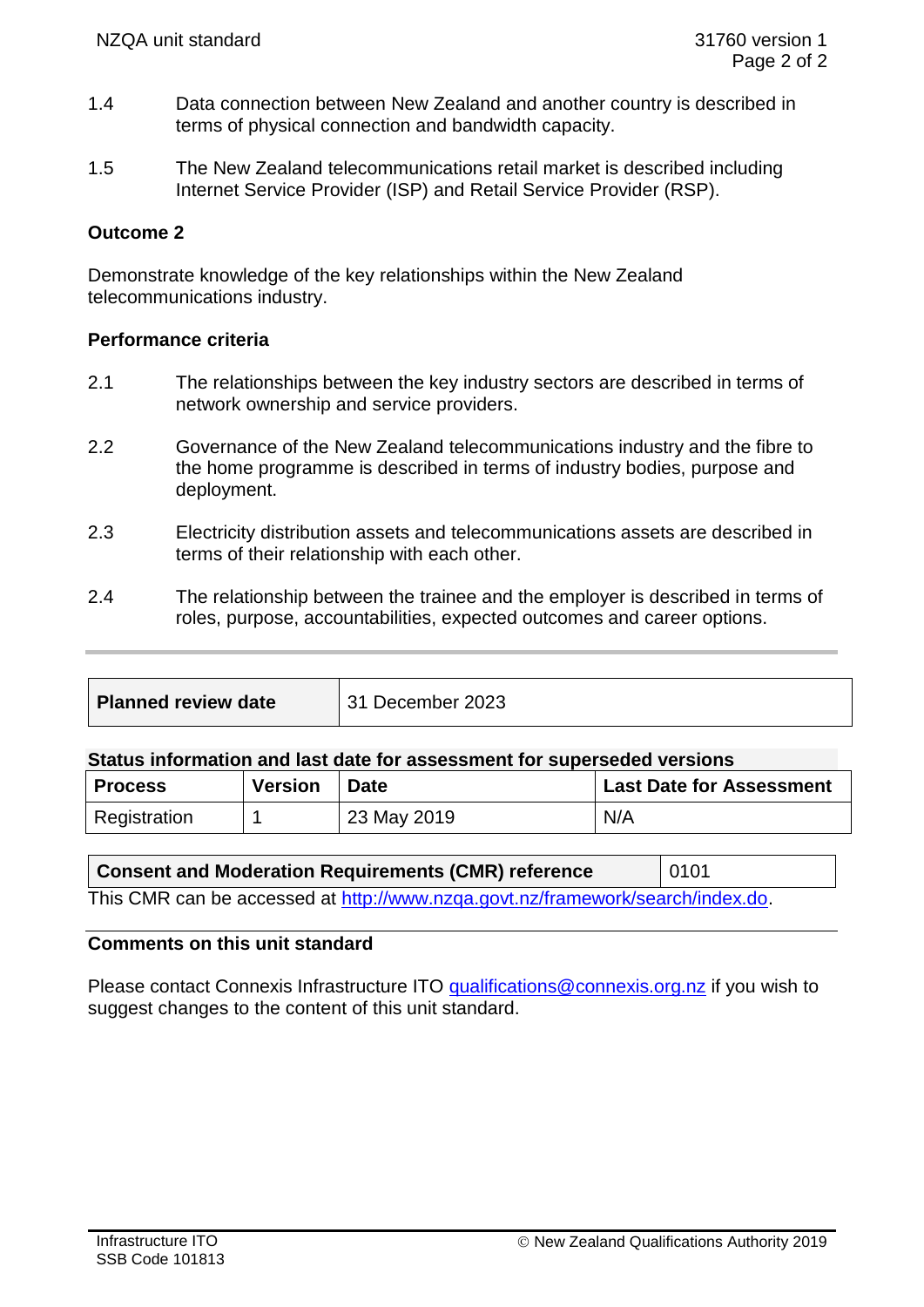1.4 Data connection between New Zealand and another country is described in terms of physical connection and bandwidth capacity.

1.5 The New Zealand telecommunications retail market is described including Internet Service Provider (ISP) and Retail Service Provider (RSP).

**Outcome 2**

Demonstrate knowledge of the key relationships within the New Zealand telecommunications industry.

**Performance criteria**

2.1 The relationships between the key industry sectors are described in terms of network ownership and service providers.

2.2 Governance of the New Zealand telecommunications industry and the fibre to the home programme is described in terms of industry bodies, purpose and deployment.

2.3 Electricity distribution assets and telecommunications assets are described in terms of their relationship with each other.

2.4 The relationship between the trainee and the employer is described in terms of roles, purpose, accountabilities, expected outcomes and career options.

| | |
|---|---|
| **Planned review date** | 31 December 2023 |

**Status information and last date for assessment for superseded versions**

| Process | Version | Date | Last Date for Assessment |
|---|---|---|---|
| Registration | 1 | 23 May 2019 | N/A |

| | |
|---|---|
| **Consent and Moderation Requirements (CMR) reference** | 0101 |

This CMR can be accessed at http://www.nzqa.govt.nz/framework/search/index.do.

**Comments on this unit standard**

Please contact Connexis Infrastructure ITO qualifications@connexis.org.nz if you wish to suggest changes to the content of this unit standard.